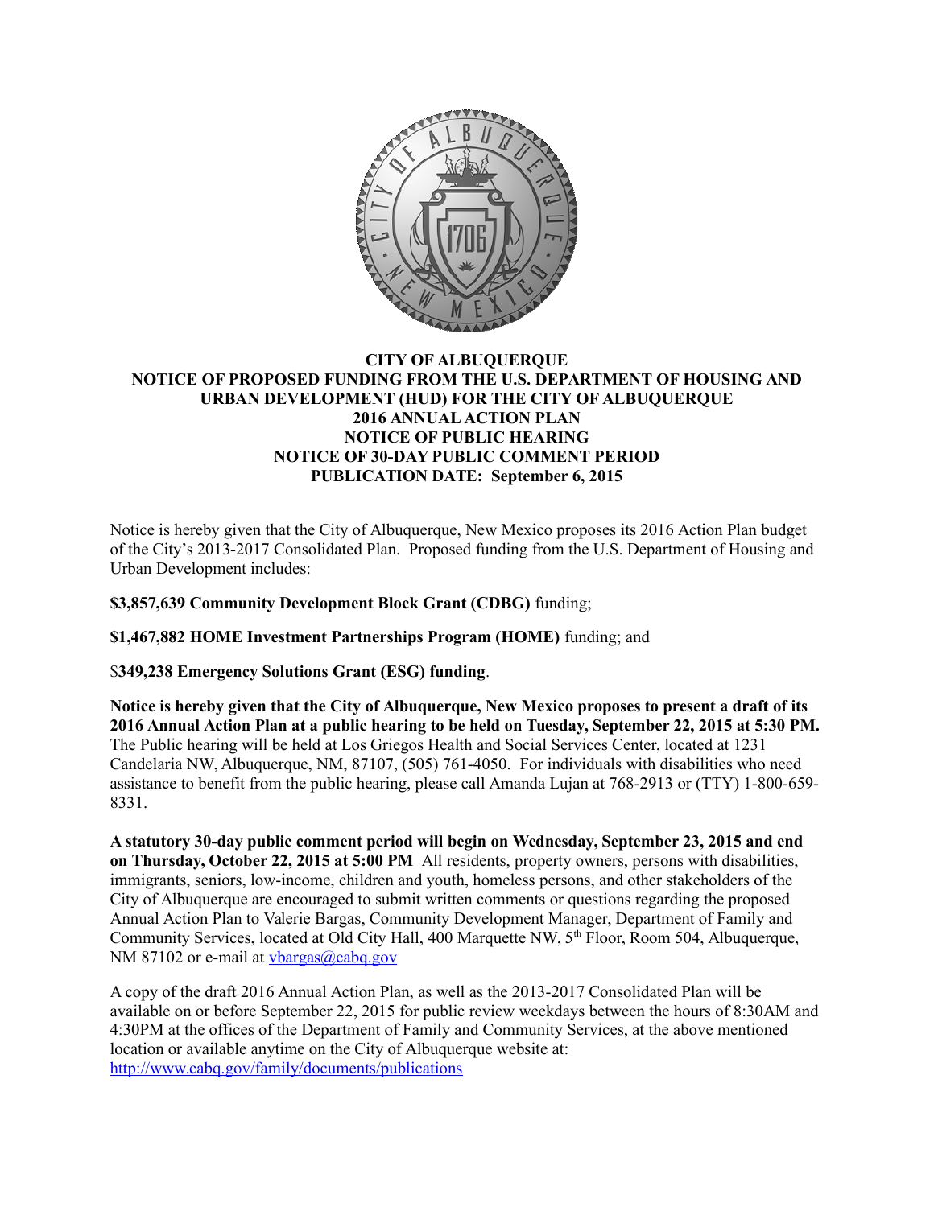# CITY OF ALBUQUERQUE
## NOTICE OF PROPOSED FUNDING FROM THE U.S. DEPARTMENT OF HOUSING AND URBAN DEVELOPMENT (HUD) FOR THE CITY OF ALBUQUERQUE 2016 ANNUAL ACTION PLAN
## NOTICE OF PUBLIC HEARING
## NOTICE OF 30-DAY PUBLIC COMMENT PERIOD
## PUBLICATION DATE: September 6, 2015

Notice is hereby given that the City of Albuquerque, New Mexico proposes its 2016 Action Plan budget of the City's 2013-2017 Consolidated Plan. Proposed funding from the U.S. Department of Housing and Urban Development includes:

**$3,857,639 Community Development Block Grant (CDBG)** funding;

**$1,467,882 HOME Investment Partnerships Program (HOME)** funding; and

$**349,238 Emergency Solutions Grant (ESG) funding**.

**Notice is hereby given that the City of Albuquerque, New Mexico proposes to present a draft of its 2016 Annual Action Plan at a public hearing to be held on Tuesday, September 22, 2015 at 5:30 PM.** The Public hearing will be held at Los Griegos Health and Social Services Center, located at 1231 Candelaria NW, Albuquerque, NM, 87107, (505) 761-4050. For individuals with disabilities who need assistance to benefit from the public hearing, please call Amanda Lujan at 768-2913 or (TTY) 1-800-659-8331.

**A statutory 30-day public comment period will begin on Wednesday, September 23, 2015 and end on Thursday, October 22, 2015 at 5:00 PM** All residents, property owners, persons with disabilities, immigrants, seniors, low-income, children and youth, homeless persons, and other stakeholders of the City of Albuquerque are encouraged to submit written comments or questions regarding the proposed Annual Action Plan to Valerie Bargas, Community Development Manager, Department of Family and Community Services, located at Old City Hall, 400 Marquette NW, 5th Floor, Room 504, Albuquerque, NM 87102 or e-mail at vbargas@cabq.gov

A copy of the draft 2016 Annual Action Plan, as well as the 2013-2017 Consolidated Plan will be available on or before September 22, 2015 for public review weekdays between the hours of 8:30AM and 4:30PM at the offices of the Department of Family and Community Services, at the above mentioned location or available anytime on the City of Albuquerque website at: http://www.cabq.gov/family/documents/publications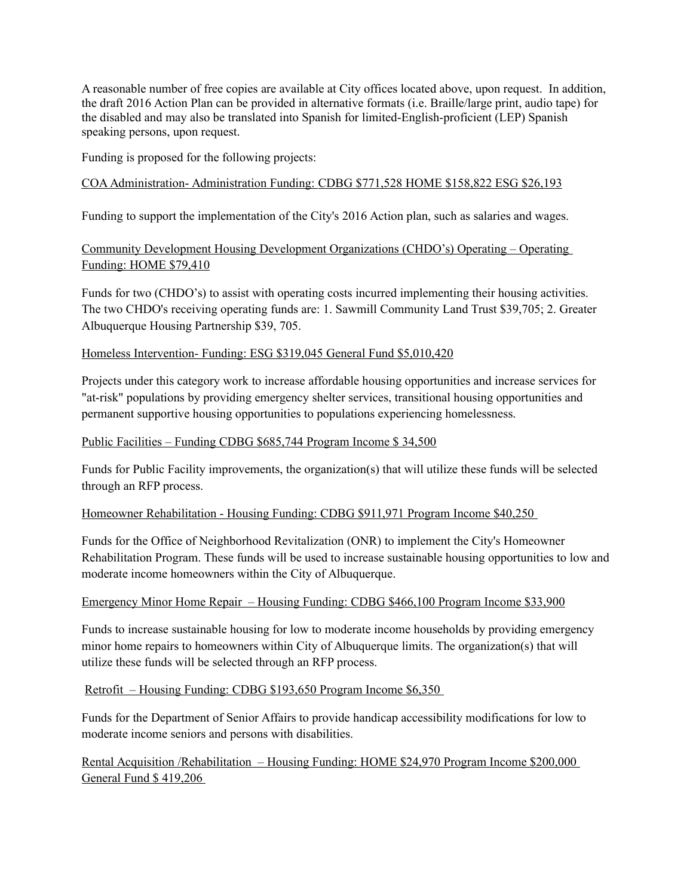A reasonable number of free copies are available at City offices located above, upon request. In addition, the draft 2016 Action Plan can be provided in alternative formats (i.e. Braille/large print, audio tape) for the disabled and may also be translated into Spanish for limited-English-proficient (LEP) Spanish speaking persons, upon request.

Funding is proposed for the following projects:

<u>COA Administration- Administration Funding: CDBG $771,528 HOME $158,822 ESG $26,193</u>

Funding to support the implementation of the City's 2016 Action plan, such as salaries and wages.

<u>Community Development Housing Development Organizations (CHDO's) Operating – Operating Funding: HOME $79,410</u>

Funds for two (CHDO's) to assist with operating costs incurred implementing their housing activities. The two CHDO's receiving operating funds are: 1. Sawmill Community Land Trust $39,705; 2. Greater Albuquerque Housing Partnership $39, 705.

<u>Homeless Intervention- Funding: ESG $319,045 General Fund $5,010,420</u>

Projects under this category work to increase affordable housing opportunities and increase services for "at-risk" populations by providing emergency shelter services, transitional housing opportunities and permanent supportive housing opportunities to populations experiencing homelessness.

<u>Public Facilities – Funding CDBG $685,744 Program Income $ 34,500</u>

Funds for Public Facility improvements, the organization(s) that will utilize these funds will be selected through an RFP process.

<u>Homeowner Rehabilitation - Housing Funding: CDBG $911,971 Program Income $40,250</u>

Funds for the Office of Neighborhood Revitalization (ONR) to implement the City's Homeowner Rehabilitation Program. These funds will be used to increase sustainable housing opportunities to low and moderate income homeowners within the City of Albuquerque.

<u>Emergency Minor Home Repair – Housing Funding: CDBG $466,100 Program Income $33,900</u>

Funds to increase sustainable housing for low to moderate income households by providing emergency minor home repairs to homeowners within City of Albuquerque limits. The organization(s) that will utilize these funds will be selected through an RFP process.

<u>Retrofit – Housing Funding: CDBG $193,650 Program Income $6,350</u>

Funds for the Department of Senior Affairs to provide handicap accessibility modifications for low to moderate income seniors and persons with disabilities.

<u>Rental Acquisition /Rehabilitation – Housing Funding: HOME $24,970 Program Income $200,000 General Fund $ 419,206</u>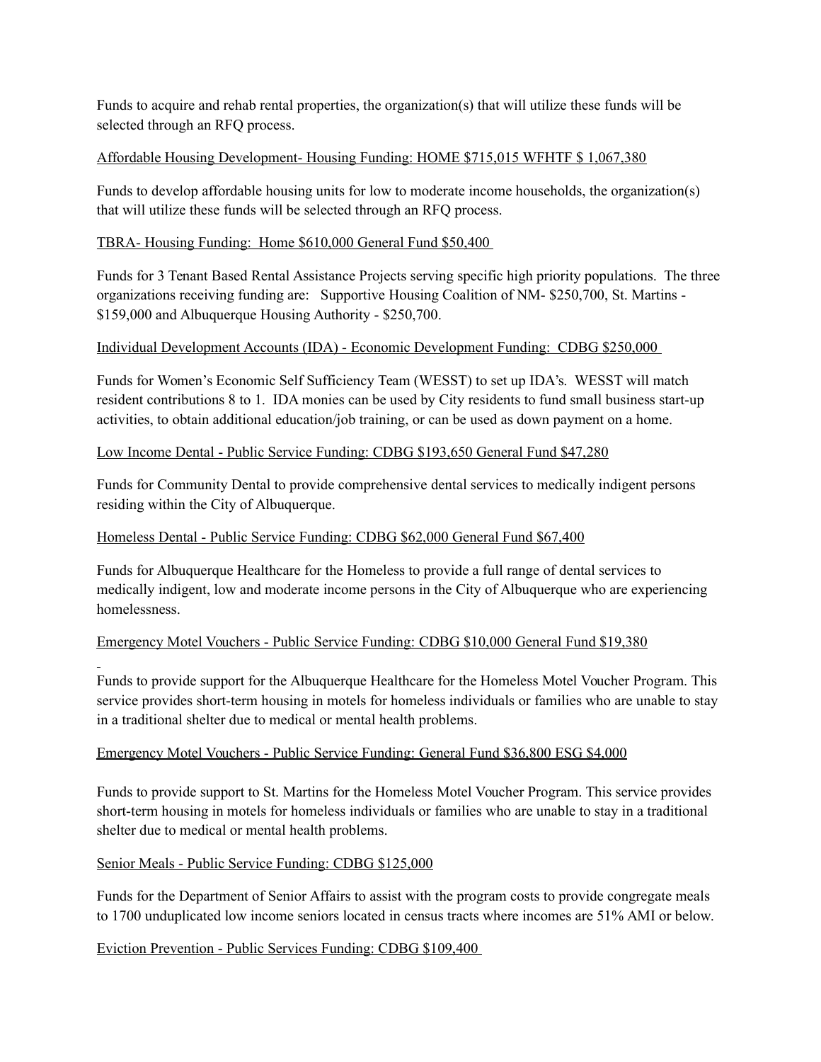Funds to acquire and rehab rental properties, the organization(s) that will utilize these funds will be selected through an RFQ process.

<u>Affordable Housing Development- Housing Funding: HOME $715,015 WFHTF $ 1,067,380</u>

Funds to develop affordable housing units for low to moderate income households, the organization(s) that will utilize these funds will be selected through an RFQ process.

<u>TBRA- Housing Funding: Home $610,000 General Fund $50,400</u>

Funds for 3 Tenant Based Rental Assistance Projects serving specific high priority populations. The three organizations receiving funding are: Supportive Housing Coalition of NM- $250,700, St. Martins - $159,000 and Albuquerque Housing Authority - $250,700.

<u>Individual Development Accounts (IDA) - Economic Development Funding: CDBG $250,000</u>

Funds for Women's Economic Self Sufficiency Team (WESST) to set up IDA's. WESST will match resident contributions 8 to 1. IDA monies can be used by City residents to fund small business start-up activities, to obtain additional education/job training, or can be used as down payment on a home.

<u>Low Income Dental - Public Service Funding: CDBG $193,650 General Fund $47,280</u>

Funds for Community Dental to provide comprehensive dental services to medically indigent persons residing within the City of Albuquerque.

<u>Homeless Dental - Public Service Funding: CDBG $62,000 General Fund $67,400</u>

Funds for Albuquerque Healthcare for the Homeless to provide a full range of dental services to medically indigent, low and moderate income persons in the City of Albuquerque who are experiencing homelessness.

<u>Emergency Motel Vouchers - Public Service Funding: CDBG $10,000 General Fund $19,380</u>

Funds to provide support for the Albuquerque Healthcare for the Homeless Motel Voucher Program. This service provides short-term housing in motels for homeless individuals or families who are unable to stay in a traditional shelter due to medical or mental health problems.

<u>Emergency Motel Vouchers - Public Service Funding: General Fund $36,800 ESG $4,000</u>

Funds to provide support to St. Martins for the Homeless Motel Voucher Program. This service provides short-term housing in motels for homeless individuals or families who are unable to stay in a traditional shelter due to medical or mental health problems.

<u>Senior Meals - Public Service Funding: CDBG $125,000</u>

Funds for the Department of Senior Affairs to assist with the program costs to provide congregate meals to 1700 unduplicated low income seniors located in census tracts where incomes are 51% AMI or below.

<u>Eviction Prevention - Public Services Funding: CDBG $109,400</u>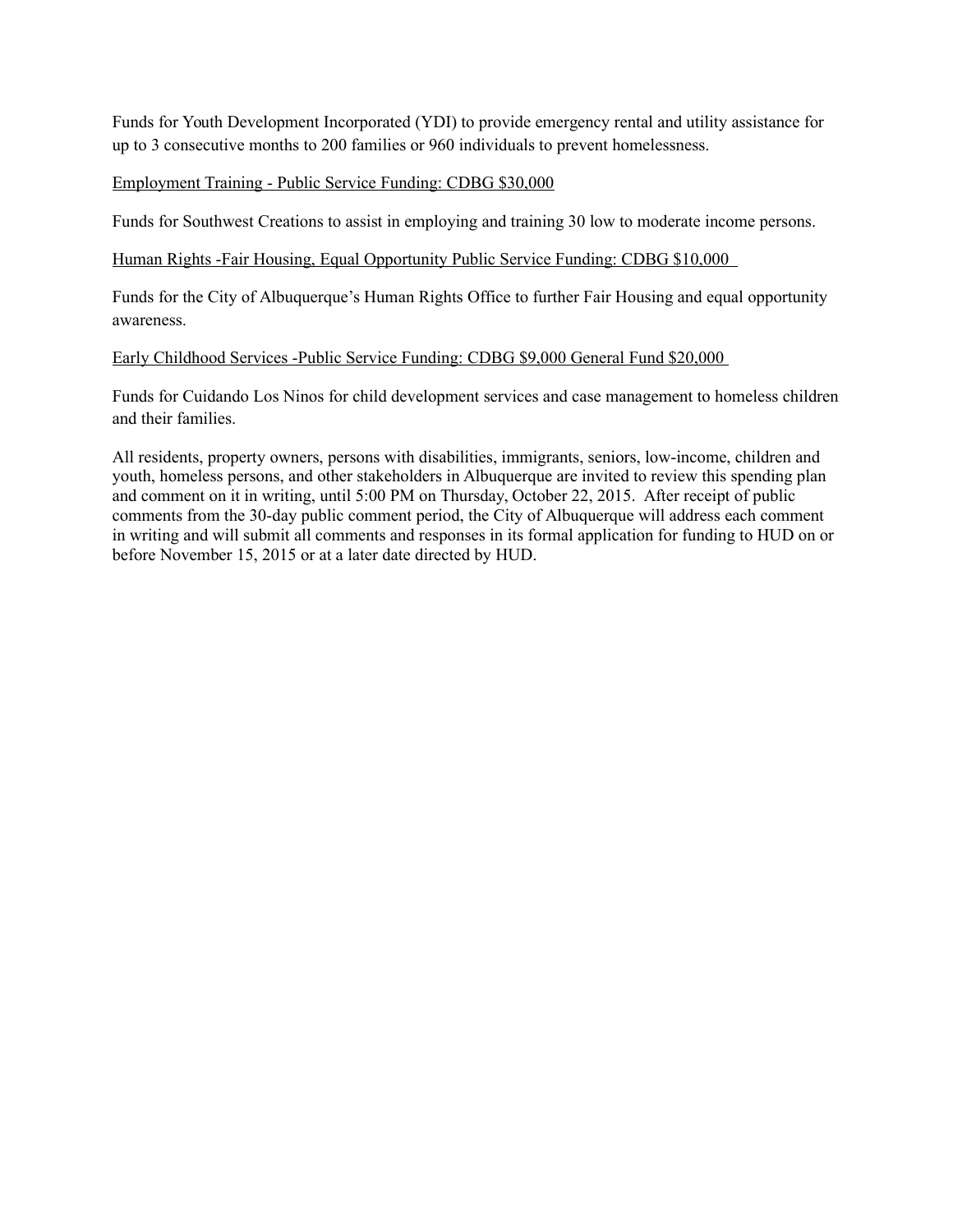Funds for Youth Development Incorporated (YDI) to provide emergency rental and utility assistance for up to 3 consecutive months to 200 families or 960 individuals to prevent homelessness.

<u>Employment Training - Public Service Funding: CDBG $30,000</u>

Funds for Southwest Creations to assist in employing and training 30 low to moderate income persons.

<u>Human Rights -Fair Housing, Equal Opportunity Public Service Funding: CDBG $10,000</u>

Funds for the City of Albuquerque's Human Rights Office to further Fair Housing and equal opportunity awareness.

<u>Early Childhood Services -Public Service Funding: CDBG $9,000 General Fund $20,000</u>

Funds for Cuidando Los Ninos for child development services and case management to homeless children and their families.

All residents, property owners, persons with disabilities, immigrants, seniors, low-income, children and youth, homeless persons, and other stakeholders in Albuquerque are invited to review this spending plan and comment on it in writing, until 5:00 PM on Thursday, October 22, 2015. After receipt of public comments from the 30-day public comment period, the City of Albuquerque will address each comment in writing and will submit all comments and responses in its formal application for funding to HUD on or before November 15, 2015 or at a later date directed by HUD.